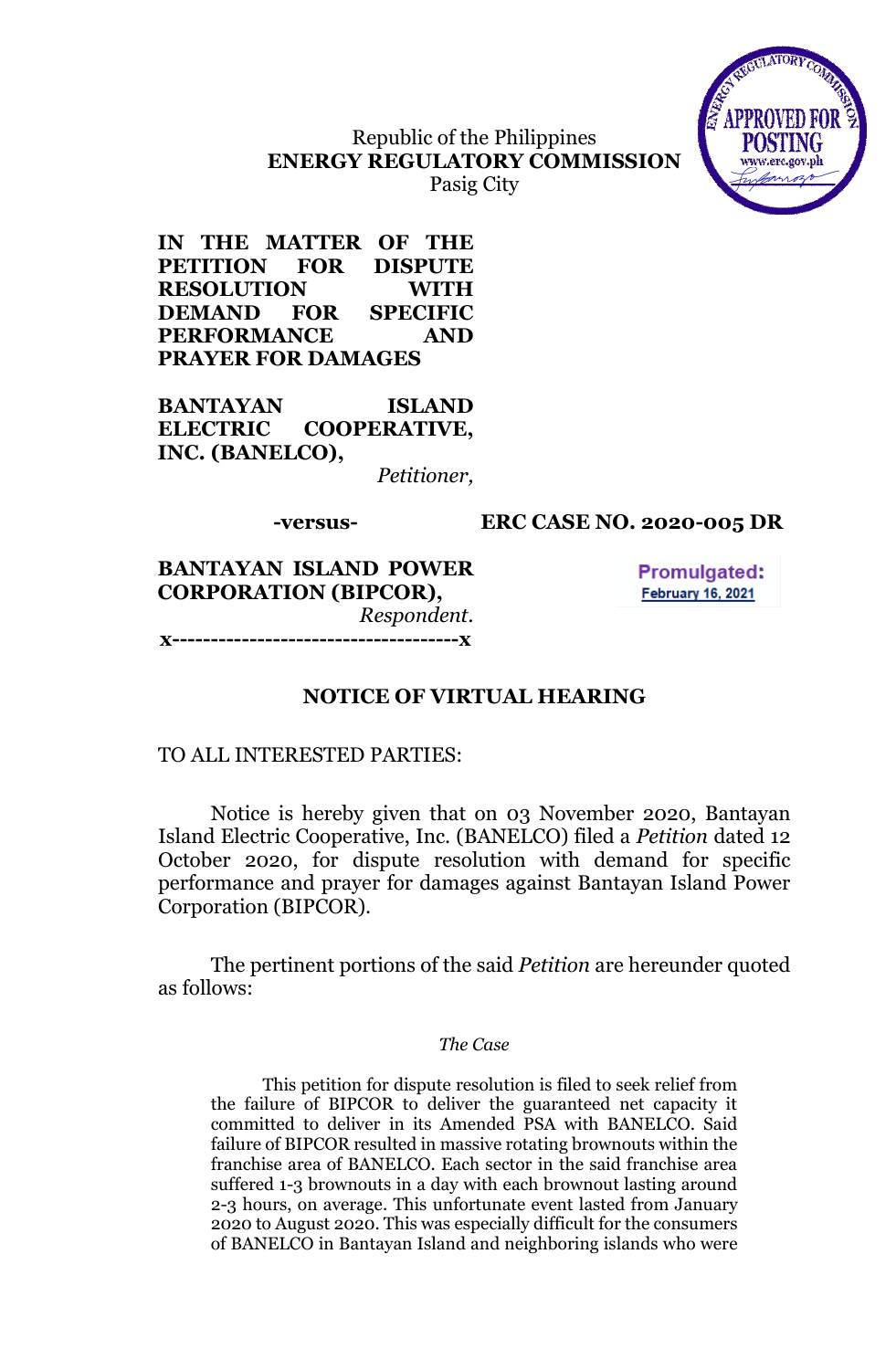Republic of the Philippines
**ENERGY REGULATORY COMMISSION**
Pasig City

**IN THE MATTER OF THE PETITION FOR DISPUTE RESOLUTION WITH DEMAND FOR SPECIFIC PERFORMANCE AND PRAYER FOR DAMAGES**

**BANTAYAN ISLAND ELECTRIC COOPERATIVE, INC. (BANELCO),**
*Petitioner,*

**-versus-** **ERC CASE NO. 2020-005 DR**

**BANTAYAN ISLAND POWER CORPORATION (BIPCOR),**
*Respondent.*

**x-------------------------------------x**

**Promulgated:**
**February 16, 2021**

## NOTICE OF VIRTUAL HEARING

TO ALL INTERESTED PARTIES:

Notice is hereby given that on 03 November 2020, Bantayan Island Electric Cooperative, Inc. (BANELCO) filed a *Petition* dated 12 October 2020, for dispute resolution with demand for specific performance and prayer for damages against Bantayan Island Power Corporation (BIPCOR).

The pertinent portions of the said *Petition* are hereunder quoted as follows:

*The Case*

> This petition for dispute resolution is filed to seek relief from the failure of BIPCOR to deliver the guaranteed net capacity it committed to deliver in its Amended PSA with BANELCO. Said failure of BIPCOR resulted in massive rotating brownouts within the franchise area of BANELCO. Each sector in the said franchise area suffered 1-3 brownouts in a day with each brownout lasting around 2-3 hours, on average. This unfortunate event lasted from January 2020 to August 2020. This was especially difficult for the consumers of BANELCO in Bantayan Island and neighboring islands who were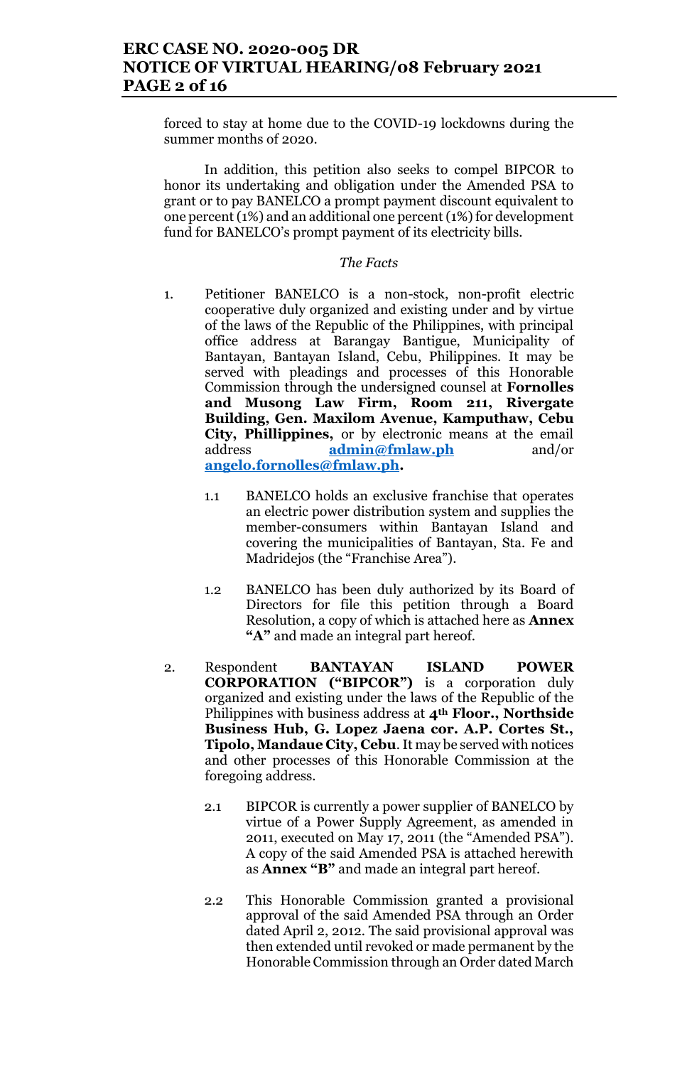forced to stay at home due to the COVID-19 lockdowns during the summer months of 2020.

In addition, this petition also seeks to compel BIPCOR to honor its undertaking and obligation under the Amended PSA to grant or to pay BANELCO a prompt payment discount equivalent to one percent (1%) and an additional one percent (1%) for development fund for BANELCO's prompt payment of its electricity bills.

*The Facts*

1. Petitioner BANELCO is a non-stock, non-profit electric cooperative duly organized and existing under and by virtue of the laws of the Republic of the Philippines, with principal office address at Barangay Bantigue, Municipality of Bantayan, Bantayan Island, Cebu, Philippines. It may be served with pleadings and processes of this Honorable Commission through the undersigned counsel at **Fornolles and Musong Law Firm, Room 211, Rivergate Building, Gen. Maxilom Avenue, Kamputhaw, Cebu City, Phillippines,** or by electronic means at the email address **admin@fmlaw.ph** and/or **angelo.fornolles@fmlaw.ph.**

   1.1 BANELCO holds an exclusive franchise that operates an electric power distribution system and supplies the member-consumers within Bantayan Island and covering the municipalities of Bantayan, Sta. Fe and Madridejos (the "Franchise Area").

   1.2 BANELCO has been duly authorized by its Board of Directors for file this petition through a Board Resolution, a copy of which is attached here as **Annex "A"** and made an integral part hereof.

2. Respondent **BANTAYAN ISLAND POWER CORPORATION ("BIPCOR")** is a corporation duly organized and existing under the laws of the Republic of the Philippines with business address at **4th Floor., Northside Business Hub, G. Lopez Jaena cor. A.P. Cortes St., Tipolo, Mandaue City, Cebu**. It may be served with notices and other processes of this Honorable Commission at the foregoing address.

   2.1 BIPCOR is currently a power supplier of BANELCO by virtue of a Power Supply Agreement, as amended in 2011, executed on May 17, 2011 (the "Amended PSA"). A copy of the said Amended PSA is attached herewith as **Annex "B"** and made an integral part hereof.

   2.2 This Honorable Commission granted a provisional approval of the said Amended PSA through an Order dated April 2, 2012. The said provisional approval was then extended until revoked or made permanent by the Honorable Commission through an Order dated March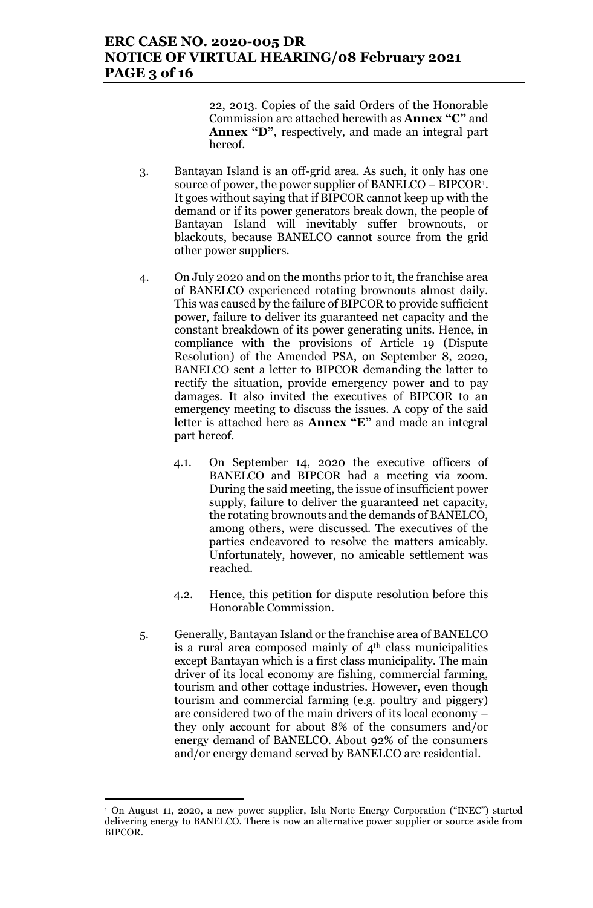22, 2013. Copies of the said Orders of the Honorable Commission are attached herewith as **Annex "C"** and **Annex "D"**, respectively, and made an integral part hereof.

3. Bantayan Island is an off-grid area. As such, it only has one source of power, the power supplier of BANELCO – BIPCOR[1]. It goes without saying that if BIPCOR cannot keep up with the demand or if its power generators break down, the people of Bantayan Island will inevitably suffer brownouts, or blackouts, because BANELCO cannot source from the grid other power suppliers.

4. On July 2020 and on the months prior to it, the franchise area of BANELCO experienced rotating brownouts almost daily. This was caused by the failure of BIPCOR to provide sufficient power, failure to deliver its guaranteed net capacity and the constant breakdown of its power generating units. Hence, in compliance with the provisions of Article 19 (Dispute Resolution) of the Amended PSA, on September 8, 2020, BANELCO sent a letter to BIPCOR demanding the latter to rectify the situation, provide emergency power and to pay damages. It also invited the executives of BIPCOR to an emergency meeting to discuss the issues. A copy of the said letter is attached here as **Annex "E"** and made an integral part hereof.

   4.1. On September 14, 2020 the executive officers of BANELCO and BIPCOR had a meeting via zoom. During the said meeting, the issue of insufficient power supply, failure to deliver the guaranteed net capacity, the rotating brownouts and the demands of BANELCO, among others, were discussed. The executives of the parties endeavored to resolve the matters amicably. Unfortunately, however, no amicable settlement was reached.

   4.2. Hence, this petition for dispute resolution before this Honorable Commission.

5. Generally, Bantayan Island or the franchise area of BANELCO is a rural area composed mainly of 4th class municipalities except Bantayan which is a first class municipality. The main driver of its local economy are fishing, commercial farming, tourism and other cottage industries. However, even though tourism and commercial farming (e.g. poultry and piggery) are considered two of the main drivers of its local economy – they only account for about 8% of the consumers and/or energy demand of BANELCO. About 92% of the consumers and/or energy demand served by BANELCO are residential.

---

[1] On August 11, 2020, a new power supplier, Isla Norte Energy Corporation ("INEC") started delivering energy to BANELCO. There is now an alternative power supplier or source aside from BIPCOR.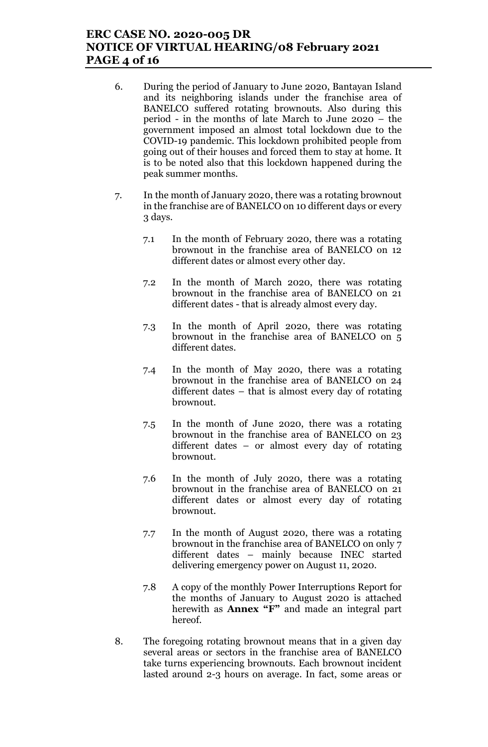6. During the period of January to June 2020, Bantayan Island and its neighboring islands under the franchise area of BANELCO suffered rotating brownouts. Also during this period - in the months of late March to June 2020 – the government imposed an almost total lockdown due to the COVID-19 pandemic. This lockdown prohibited people from going out of their houses and forced them to stay at home. It is to be noted also that this lockdown happened during the peak summer months.

7. In the month of January 2020, there was a rotating brownout in the franchise are of BANELCO on 10 different days or every 3 days.

   7.1 In the month of February 2020, there was a rotating brownout in the franchise area of BANELCO on 12 different dates or almost every other day.

   7.2 In the month of March 2020, there was rotating brownout in the franchise area of BANELCO on 21 different dates - that is already almost every day.

   7.3 In the month of April 2020, there was rotating brownout in the franchise area of BANELCO on 5 different dates.

   7.4 In the month of May 2020, there was a rotating brownout in the franchise area of BANELCO on 24 different dates – that is almost every day of rotating brownout.

   7.5 In the month of June 2020, there was a rotating brownout in the franchise area of BANELCO on 23 different dates – or almost every day of rotating brownout.

   7.6 In the month of July 2020, there was a rotating brownout in the franchise area of BANELCO on 21 different dates or almost every day of rotating brownout.

   7.7 In the month of August 2020, there was a rotating brownout in the franchise area of BANELCO on only 7 different dates – mainly because INEC started delivering emergency power on August 11, 2020.

   7.8 A copy of the monthly Power Interruptions Report for the months of January to August 2020 is attached herewith as **Annex "F"** and made an integral part hereof.

8. The foregoing rotating brownout means that in a given day several areas or sectors in the franchise area of BANELCO take turns experiencing brownouts. Each brownout incident lasted around 2-3 hours on average. In fact, some areas or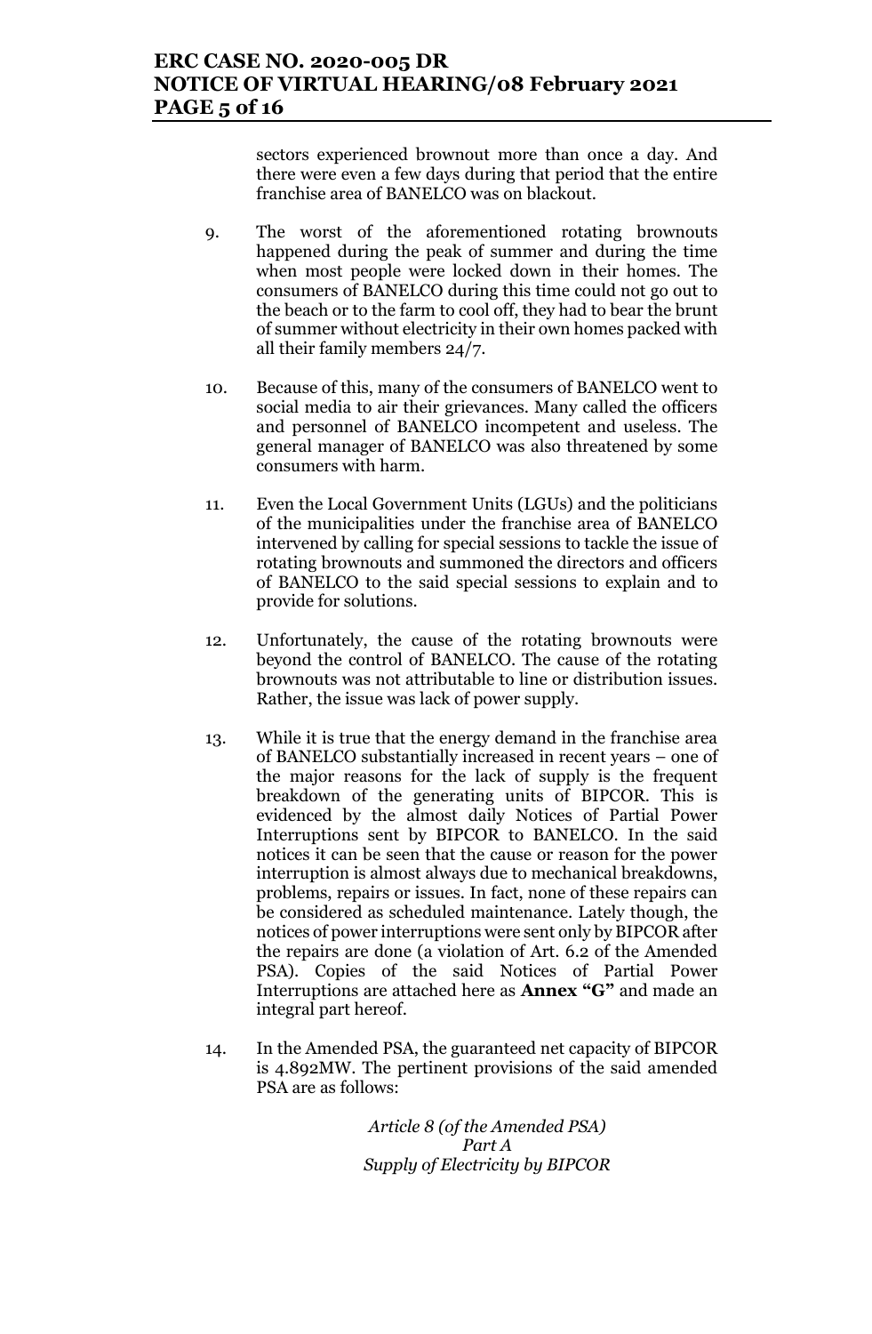sectors experienced brownout more than once a day. And there were even a few days during that period that the entire franchise area of BANELCO was on blackout.

9. The worst of the aforementioned rotating brownouts happened during the peak of summer and during the time when most people were locked down in their homes. The consumers of BANELCO during this time could not go out to the beach or to the farm to cool off, they had to bear the brunt of summer without electricity in their own homes packed with all their family members 24/7.

10. Because of this, many of the consumers of BANELCO went to social media to air their grievances. Many called the officers and personnel of BANELCO incompetent and useless. The general manager of BANELCO was also threatened by some consumers with harm.

11. Even the Local Government Units (LGUs) and the politicians of the municipalities under the franchise area of BANELCO intervened by calling for special sessions to tackle the issue of rotating brownouts and summoned the directors and officers of BANELCO to the said special sessions to explain and to provide for solutions.

12. Unfortunately, the cause of the rotating brownouts were beyond the control of BANELCO. The cause of the rotating brownouts was not attributable to line or distribution issues. Rather, the issue was lack of power supply.

13. While it is true that the energy demand in the franchise area of BANELCO substantially increased in recent years – one of the major reasons for the lack of supply is the frequent breakdown of the generating units of BIPCOR. This is evidenced by the almost daily Notices of Partial Power Interruptions sent by BIPCOR to BANELCO. In the said notices it can be seen that the cause or reason for the power interruption is almost always due to mechanical breakdowns, problems, repairs or issues. In fact, none of these repairs can be considered as scheduled maintenance. Lately though, the notices of power interruptions were sent only by BIPCOR after the repairs are done (a violation of Art. 6.2 of the Amended PSA). Copies of the said Notices of Partial Power Interruptions are attached here as **Annex "G"** and made an integral part hereof.

14. In the Amended PSA, the guaranteed net capacity of BIPCOR is 4.892MW. The pertinent provisions of the said amended PSA are as follows:

*Article 8 (of the Amended PSA)*
*Part A*
*Supply of Electricity by BIPCOR*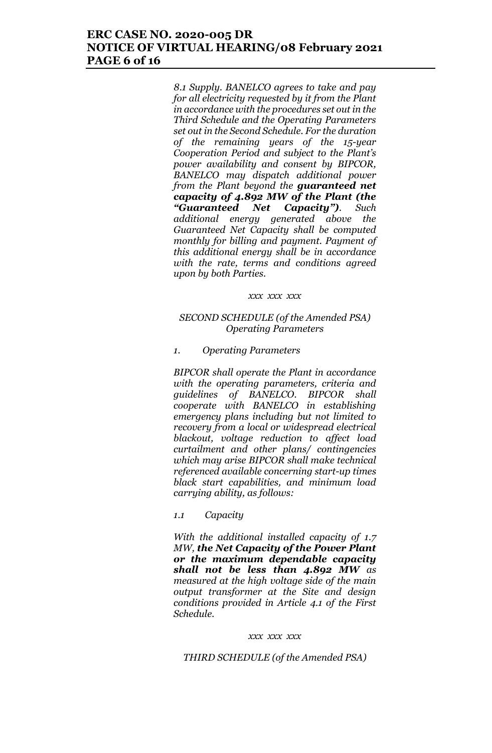*8.1 Supply. BANELCO agrees to take and pay for all electricity requested by it from the Plant in accordance with the procedures set out in the Third Schedule and the Operating Parameters set out in the Second Schedule. For the duration of the remaining years of the 15-year Cooperation Period and subject to the Plant's power availability and consent by BIPCOR, BANELCO may dispatch additional power from the Plant beyond the* ***guaranteed net capacity of 4.892 MW of the Plant (the "Guaranteed Net Capacity")****. Such additional energy generated above the Guaranteed Net Capacity shall be computed monthly for billing and payment. Payment of this additional energy shall be in accordance with the rate, terms and conditions agreed upon by both Parties.*

*xxx xxx xxx*

*SECOND SCHEDULE (of the Amended PSA)*
*Operating Parameters*

*1. Operating Parameters*

*BIPCOR shall operate the Plant in accordance with the operating parameters, criteria and guidelines of BANELCO. BIPCOR shall cooperate with BANELCO in establishing emergency plans including but not limited to recovery from a local or widespread electrical blackout, voltage reduction to affect load curtailment and other plans/ contingencies which may arise BIPCOR shall make technical referenced available concerning start-up times black start capabilities, and minimum load carrying ability, as follows:*

*1.1 Capacity*

*With the additional installed capacity of 1.7 MW,* ***the Net Capacity of the Power Plant or the maximum dependable capacity shall not be less than 4.892 MW*** *as measured at the high voltage side of the main output transformer at the Site and design conditions provided in Article 4.1 of the First Schedule.*

*xxx xxx xxx*

*THIRD SCHEDULE (of the Amended PSA)*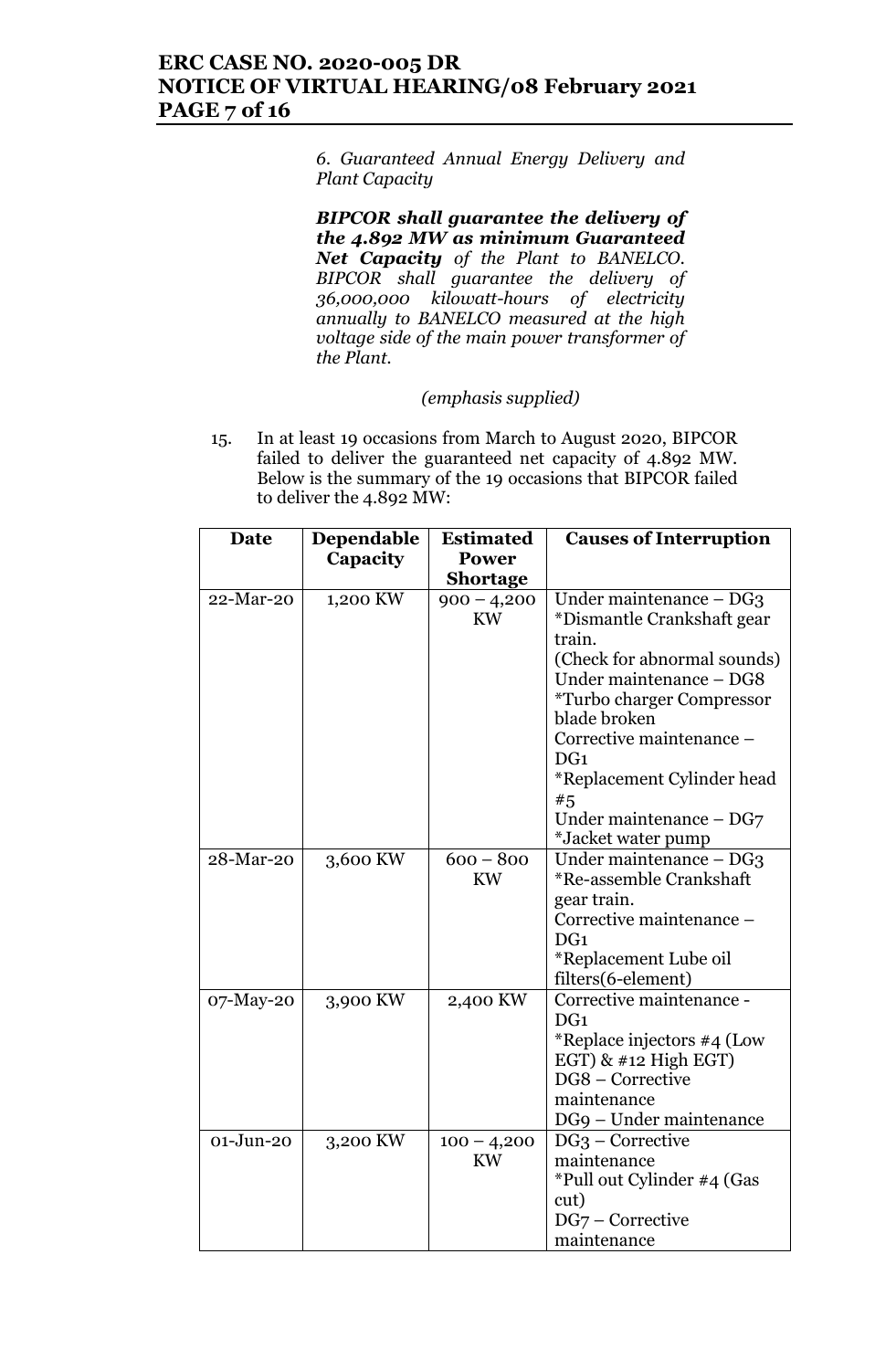*6. Guaranteed Annual Energy Delivery and Plant Capacity*

***BIPCOR shall guarantee the delivery of the 4.892 MW as minimum Guaranteed Net Capacity*** *of the Plant to BANELCO. BIPCOR shall guarantee the delivery of 36,000,000 kilowatt-hours of electricity annually to BANELCO measured at the high voltage side of the main power transformer of the Plant.*

*(emphasis supplied)*

15. In at least 19 occasions from March to August 2020, BIPCOR failed to deliver the guaranteed net capacity of 4.892 MW. Below is the summary of the 19 occasions that BIPCOR failed to deliver the 4.892 MW:

| Date | Dependable Capacity | Estimated Power Shortage | Causes of Interruption |
|---|---|---|---|
| 22-Mar-20 | 1,200 KW | 900 – 4,200 KW | Under maintenance – DG3 *Dismantle Crankshaft gear train. (Check for abnormal sounds) Under maintenance – DG8 *Turbo charger Compressor blade broken Corrective maintenance – DG1 *Replacement Cylinder head #5 Under maintenance – DG7 *Jacket water pump |
| 28-Mar-20 | 3,600 KW | 600 – 800 KW | Under maintenance – DG3 *Re-assemble Crankshaft gear train. Corrective maintenance – DG1 *Replacement Lube oil filters(6-element) |
| 07-May-20 | 3,900 KW | 2,400 KW | Corrective maintenance - DG1 *Replace injectors #4 (Low EGT) & #12 High EGT) DG8 – Corrective maintenance DG9 – Under maintenance |
| 01-Jun-20 | 3,200 KW | 100 – 4,200 KW | DG3 – Corrective maintenance *Pull out Cylinder #4 (Gas cut) DG7 – Corrective maintenance |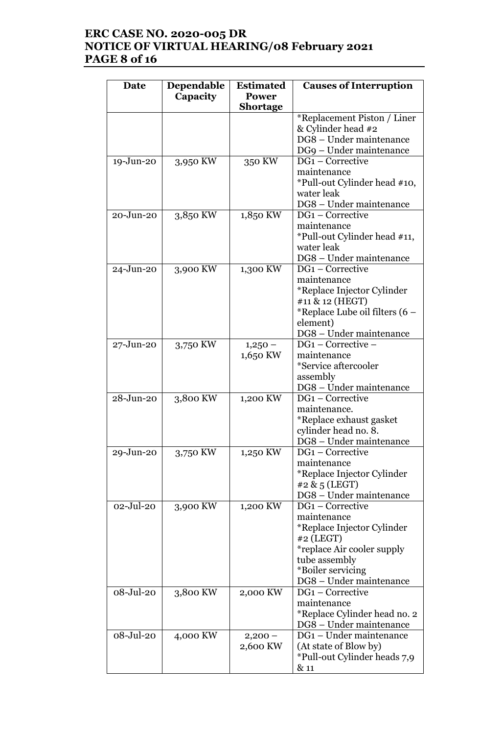| Date | Dependable Capacity | Estimated Power Shortage | Causes of Interruption |
|---|---|---|---|
| | | | *Replacement Piston / Liner & Cylinder head #2<br>DG8 – Under maintenance<br>DG9 – Under maintenance |
| 19-Jun-20 | 3,950 KW | 350 KW | DG1 – Corrective maintenance<br>*Pull-out Cylinder head #10, water leak<br>DG8 – Under maintenance |
| 20-Jun-20 | 3,850 KW | 1,850 KW | DG1 – Corrective maintenance<br>*Pull-out Cylinder head #11, water leak<br>DG8 – Under maintenance |
| 24-Jun-20 | 3,900 KW | 1,300 KW | DG1 – Corrective maintenance<br>*Replace Injector Cylinder #11 & 12 (HEGT)<br>*Replace Lube oil filters (6 – element)<br>DG8 – Under maintenance |
| 27-Jun-20 | 3,750 KW | 1,250 – 1,650 KW | DG1 – Corrective – maintenance<br>*Service aftercooler assembly<br>DG8 – Under maintenance |
| 28-Jun-20 | 3,800 KW | 1,200 KW | DG1 – Corrective maintenance.<br>*Replace exhaust gasket cylinder head no. 8.<br>DG8 – Under maintenance |
| 29-Jun-20 | 3,750 KW | 1,250 KW | DG1 – Corrective maintenance<br>*Replace Injector Cylinder #2 & 5 (LEGT)<br>DG8 – Under maintenance |
| 02-Jul-20 | 3,900 KW | 1,200 KW | DG1 – Corrective maintenance<br>*Replace Injector Cylinder #2 (LEGT)<br>*replace Air cooler supply tube assembly<br>*Boiler servicing<br>DG8 – Under maintenance |
| 08-Jul-20 | 3,800 KW | 2,000 KW | DG1 – Corrective maintenance<br>*Replace Cylinder head no. 2<br>DG8 – Under maintenance |
| 08-Jul-20 | 4,000 KW | 2,200 – 2,600 KW | DG1 – Under maintenance (At state of Blow by)<br>*Pull-out Cylinder heads 7,9 & 11 |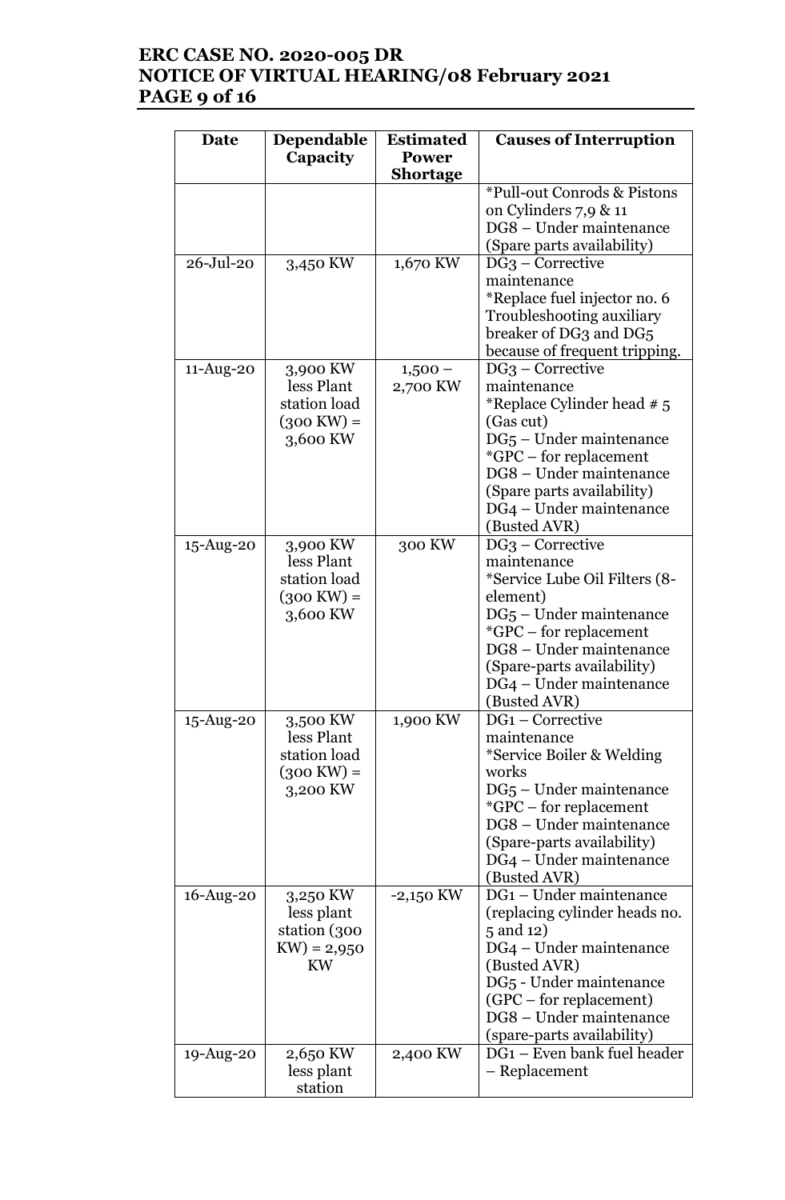| Date | Dependable Capacity | Estimated Power Shortage | Causes of Interruption |
|---|---|---|---|
| | | | *Pull-out Conrods & Pistons on Cylinders 7,9 & 11<br>DG8 – Under maintenance (Spare parts availability) |
| 26-Jul-20 | 3,450 KW | 1,670 KW | DG3 – Corrective maintenance<br>*Replace fuel injector no. 6<br>Troubleshooting auxiliary breaker of DG3 and DG5 because of frequent tripping. |
| 11-Aug-20 | 3,900 KW less Plant station load (300 KW) = 3,600 KW | 1,500 – 2,700 KW | DG3 – Corrective maintenance<br>*Replace Cylinder head # 5 (Gas cut)<br>DG5 – Under maintenance<br>*GPC – for replacement<br>DG8 – Under maintenance (Spare parts availability)<br>DG4 – Under maintenance (Busted AVR) |
| 15-Aug-20 | 3,900 KW less Plant station load (300 KW) = 3,600 KW | 300 KW | DG3 – Corrective maintenance<br>*Service Lube Oil Filters (8-element)<br>DG5 – Under maintenance<br>*GPC – for replacement<br>DG8 – Under maintenance (Spare-parts availability)<br>DG4 – Under maintenance (Busted AVR) |
| 15-Aug-20 | 3,500 KW less Plant station load (300 KW) = 3,200 KW | 1,900 KW | DG1 – Corrective maintenance<br>*Service Boiler & Welding works<br>DG5 – Under maintenance<br>*GPC – for replacement<br>DG8 – Under maintenance (Spare-parts availability)<br>DG4 – Under maintenance (Busted AVR) |
| 16-Aug-20 | 3,250 KW less plant station (300 KW) = 2,950 KW | -2,150 KW | DG1 – Under maintenance (replacing cylinder heads no. 5 and 12)<br>DG4 – Under maintenance (Busted AVR)<br>DG5 - Under maintenance (GPC – for replacement)<br>DG8 – Under maintenance (spare-parts availability) |
| 19-Aug-20 | 2,650 KW less plant station | 2,400 KW | DG1 – Even bank fuel header – Replacement |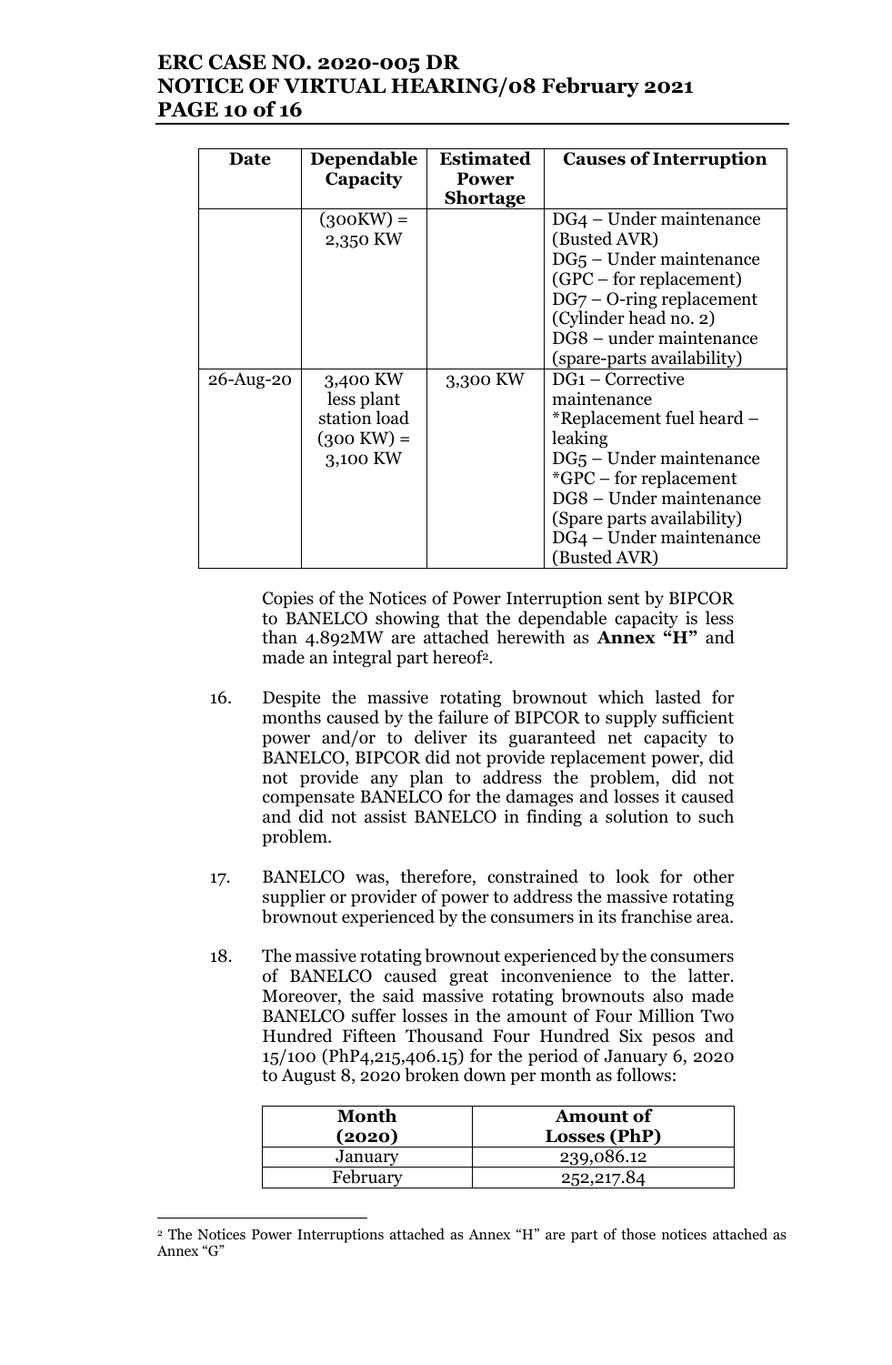| Date | Dependable Capacity | Estimated Power Shortage | Causes of Interruption |
|---|---|---|---|
| | (300KW) = 2,350 KW | | DG4 – Under maintenance (Busted AVR)<br>DG5 – Under maintenance (GPC – for replacement)<br>DG7 – O-ring replacement (Cylinder head no. 2)<br>DG8 – under maintenance (spare-parts availability) |
| 26-Aug-20 | 3,400 KW less plant station load (300 KW) = 3,100 KW | 3,300 KW | DG1 – Corrective maintenance<br>*Replacement fuel heard – leaking<br>DG5 – Under maintenance<br>*GPC – for replacement<br>DG8 – Under maintenance (Spare parts availability)<br>DG4 – Under maintenance (Busted AVR) |

Copies of the Notices of Power Interruption sent by BIPCOR to BANELCO showing that the dependable capacity is less than 4.892MW are attached herewith as **Annex "H"** and made an integral part hereof[2].

16. Despite the massive rotating brownout which lasted for months caused by the failure of BIPCOR to supply sufficient power and/or to deliver its guaranteed net capacity to BANELCO, BIPCOR did not provide replacement power, did not provide any plan to address the problem, did not compensate BANELCO for the damages and losses it caused and did not assist BANELCO in finding a solution to such problem.

17. BANELCO was, therefore, constrained to look for other supplier or provider of power to address the massive rotating brownout experienced by the consumers in its franchise area.

18. The massive rotating brownout experienced by the consumers of BANELCO caused great inconvenience to the latter. Moreover, the said massive rotating brownouts also made BANELCO suffer losses in the amount of Four Million Two Hundred Fifteen Thousand Four Hundred Six pesos and 15/100 (PhP4,215,406.15) for the period of January 6, 2020 to August 8, 2020 broken down per month as follows:

| Month (2020) | Amount of Losses (PhP) |
|---|---|
| January | 239,086.12 |
| February | 252,217.84 |

[2] The Notices Power Interruptions attached as Annex "H" are part of those notices attached as Annex "G"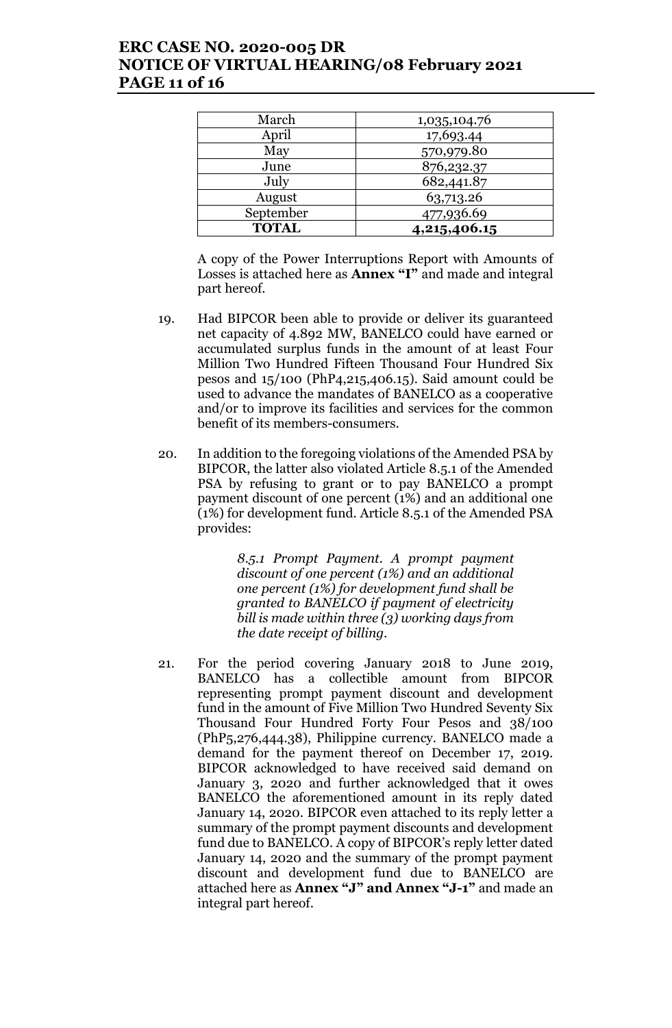| March | 1,035,104.76 |
|---|---|
| April | 17,693.44 |
| May | 570,979.80 |
| June | 876,232.37 |
| July | 682,441.87 |
| August | 63,713.26 |
| September | 477,936.69 |
| **TOTAL** | **4,215,406.15** |

A copy of the Power Interruptions Report with Amounts of Losses is attached here as **Annex "I"** and made and integral part hereof.

19. Had BIPCOR been able to provide or deliver its guaranteed net capacity of 4.892 MW, BANELCO could have earned or accumulated surplus funds in the amount of at least Four Million Two Hundred Fifteen Thousand Four Hundred Six pesos and 15/100 (PhP4,215,406.15). Said amount could be used to advance the mandates of BANELCO as a cooperative and/or to improve its facilities and services for the common benefit of its members-consumers.

20. In addition to the foregoing violations of the Amended PSA by BIPCOR, the latter also violated Article 8.5.1 of the Amended PSA by refusing to grant or to pay BANELCO a prompt payment discount of one percent (1%) and an additional one (1%) for development fund. Article 8.5.1 of the Amended PSA provides:

    > *8.5.1 Prompt Payment. A prompt payment discount of one percent (1%) and an additional one percent (1%) for development fund shall be granted to BANELCO if payment of electricity bill is made within three (3) working days from the date receipt of billing.*

21. For the period covering January 2018 to June 2019, BANELCO has a collectible amount from BIPCOR representing prompt payment discount and development fund in the amount of Five Million Two Hundred Seventy Six Thousand Four Hundred Forty Four Pesos and 38/100 (PhP5,276,444.38), Philippine currency. BANELCO made a demand for the payment thereof on December 17, 2019. BIPCOR acknowledged to have received said demand on January 3, 2020 and further acknowledged that it owes BANELCO the aforementioned amount in its reply dated January 14, 2020. BIPCOR even attached to its reply letter a summary of the prompt payment discounts and development fund due to BANELCO. A copy of BIPCOR's reply letter dated January 14, 2020 and the summary of the prompt payment discount and development fund due to BANELCO are attached here as **Annex "J" and Annex "J-1"** and made an integral part hereof.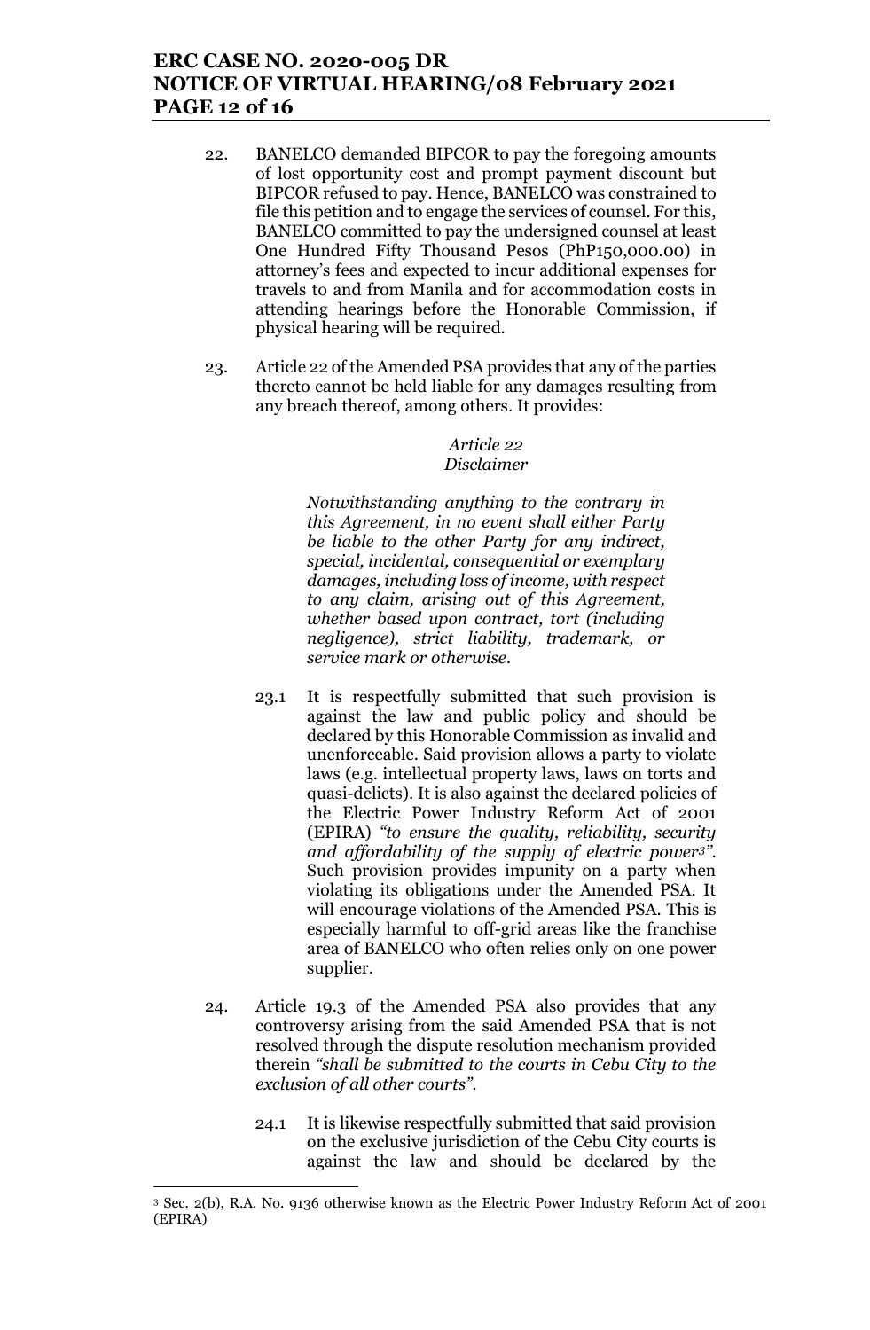22. BANELCO demanded BIPCOR to pay the foregoing amounts of lost opportunity cost and prompt payment discount but BIPCOR refused to pay. Hence, BANELCO was constrained to file this petition and to engage the services of counsel. For this, BANELCO committed to pay the undersigned counsel at least One Hundred Fifty Thousand Pesos (PhP150,000.00) in attorney's fees and expected to incur additional expenses for travels to and from Manila and for accommodation costs in attending hearings before the Honorable Commission, if physical hearing will be required.

23. Article 22 of the Amended PSA provides that any of the parties thereto cannot be held liable for any damages resulting from any breach thereof, among others. It provides:

> *Article 22*
> *Disclaimer*
>
> *Notwithstanding anything to the contrary in this Agreement, in no event shall either Party be liable to the other Party for any indirect, special, incidental, consequential or exemplary damages, including loss of income, with respect to any claim, arising out of this Agreement, whether based upon contract, tort (including negligence), strict liability, trademark, or service mark or otherwise.*

   23.1 It is respectfully submitted that such provision is against the law and public policy and should be declared by this Honorable Commission as invalid and unenforceable. Said provision allows a party to violate laws (e.g. intellectual property laws, laws on torts and quasi-delicts). It is also against the declared policies of the Electric Power Industry Reform Act of 2001 (EPIRA) *"to ensure the quality, reliability, security and affordability of the supply of electric power[3]"*. Such provision provides impunity on a party when violating its obligations under the Amended PSA. It will encourage violations of the Amended PSA. This is especially harmful to off-grid areas like the franchise area of BANELCO who often relies only on one power supplier.

24. Article 19.3 of the Amended PSA also provides that any controversy arising from the said Amended PSA that is not resolved through the dispute resolution mechanism provided therein *"shall be submitted to the courts in Cebu City to the exclusion of all other courts"*.

   24.1 It is likewise respectfully submitted that said provision on the exclusive jurisdiction of the Cebu City courts is against the law and should be declared by the

[3] Sec. 2(b), R.A. No. 9136 otherwise known as the Electric Power Industry Reform Act of 2001 (EPIRA)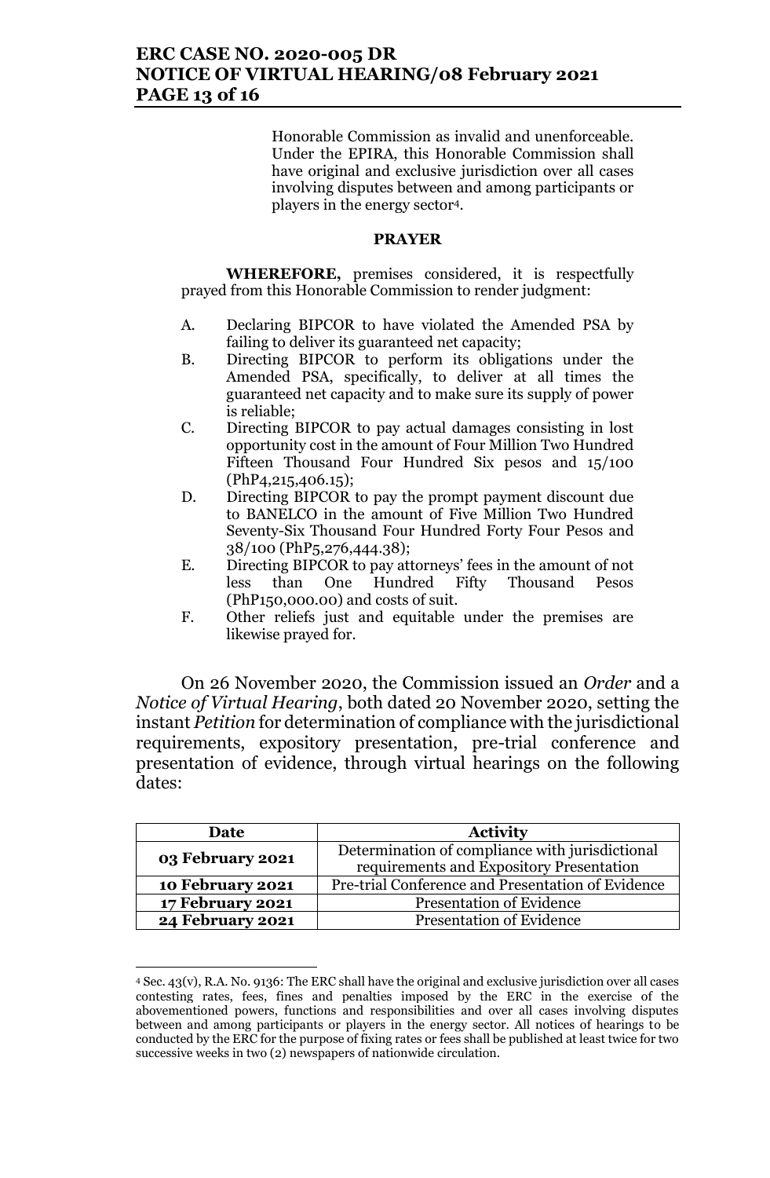Honorable Commission as invalid and unenforceable. Under the EPIRA, this Honorable Commission shall have original and exclusive jurisdiction over all cases involving disputes between and among participants or players in the energy sector[4].

**PRAYER**

**WHEREFORE,** premises considered, it is respectfully prayed from this Honorable Commission to render judgment:

A. Declaring BIPCOR to have violated the Amended PSA by failing to deliver its guaranteed net capacity;

B. Directing BIPCOR to perform its obligations under the Amended PSA, specifically, to deliver at all times the guaranteed net capacity and to make sure its supply of power is reliable;

C. Directing BIPCOR to pay actual damages consisting in lost opportunity cost in the amount of Four Million Two Hundred Fifteen Thousand Four Hundred Six pesos and 15/100 (PhP4,215,406.15);

D. Directing BIPCOR to pay the prompt payment discount due to BANELCO in the amount of Five Million Two Hundred Seventy-Six Thousand Four Hundred Forty Four Pesos and 38/100 (PhP5,276,444.38);

E. Directing BIPCOR to pay attorneys' fees in the amount of not less than One Hundred Fifty Thousand Pesos (PhP150,000.00) and costs of suit.

F. Other reliefs just and equitable under the premises are likewise prayed for.

On 26 November 2020, the Commission issued an *Order* and a *Notice of Virtual Hearing*, both dated 20 November 2020, setting the instant *Petition* for determination of compliance with the jurisdictional requirements, expository presentation, pre-trial conference and presentation of evidence, through virtual hearings on the following dates:

| Date | Activity |
|---|---|
| **03 February 2021** | Determination of compliance with jurisdictional requirements and Expository Presentation |
| **10 February 2021** | Pre-trial Conference and Presentation of Evidence |
| **17 February 2021** | Presentation of Evidence |
| **24 February 2021** | Presentation of Evidence |

---

[4] Sec. 43(v), R.A. No. 9136: The ERC shall have the original and exclusive jurisdiction over all cases contesting rates, fees, fines and penalties imposed by the ERC in the exercise of the abovementioned powers, functions and responsibilities and over all cases involving disputes between and among participants or players in the energy sector. All notices of hearings to be conducted by the ERC for the purpose of fixing rates or fees shall be published at least twice for two successive weeks in two (2) newspapers of nationwide circulation.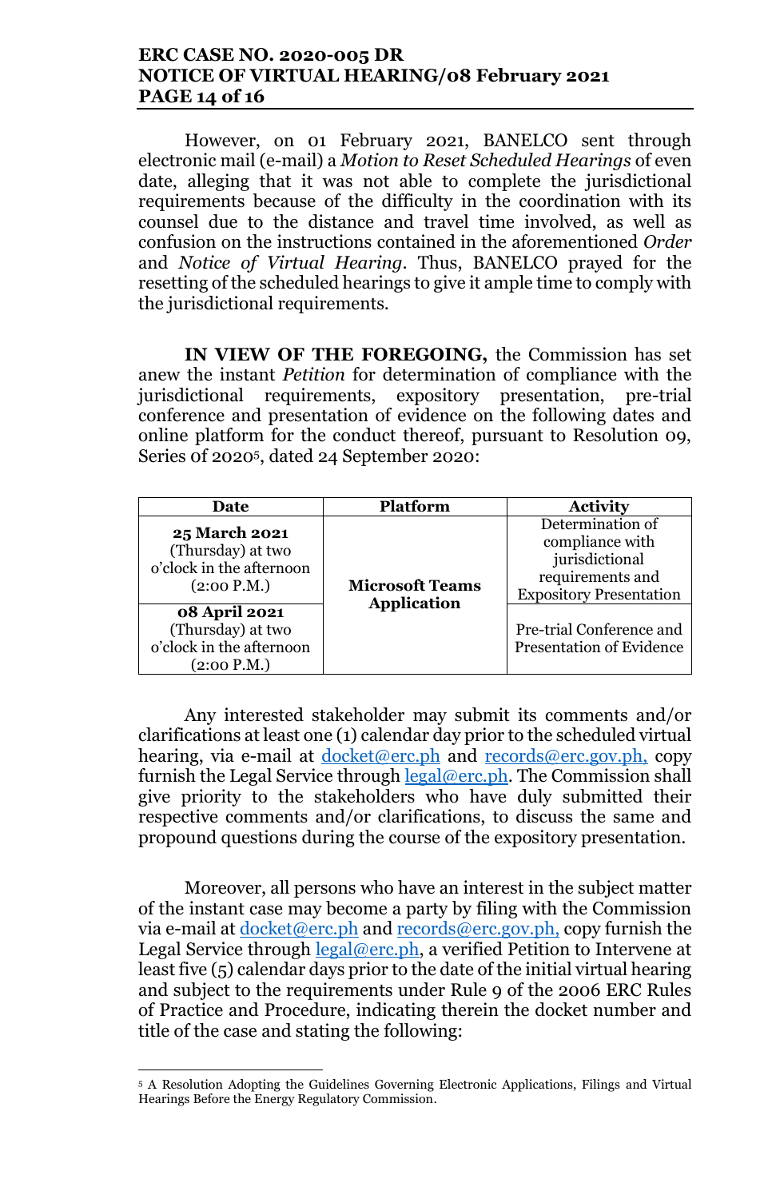However, on 01 February 2021, BANELCO sent through electronic mail (e-mail) a *Motion to Reset Scheduled Hearings* of even date, alleging that it was not able to complete the jurisdictional requirements because of the difficulty in the coordination with its counsel due to the distance and travel time involved, as well as confusion on the instructions contained in the aforementioned *Order* and *Notice of Virtual Hearing*. Thus, BANELCO prayed for the resetting of the scheduled hearings to give it ample time to comply with the jurisdictional requirements.

**IN VIEW OF THE FOREGOING,** the Commission has set anew the instant *Petition* for determination of compliance with the jurisdictional requirements, expository presentation, pre-trial conference and presentation of evidence on the following dates and online platform for the conduct thereof, pursuant to Resolution 09, Series 0f 2020[5], dated 24 September 2020:

| Date | Platform | Activity |
|---|---|---|
| **25 March 2021** (Thursday) at two o'clock in the afternoon (2:00 P.M.) | **Microsoft Teams Application** | Determination of compliance with jurisdictional requirements and Expository Presentation |
| **08 April 2021** (Thursday) at two o'clock in the afternoon (2:00 P.M.) | | Pre-trial Conference and Presentation of Evidence |

Any interested stakeholder may submit its comments and/or clarifications at least one (1) calendar day prior to the scheduled virtual hearing, via e-mail at docket@erc.ph and records@erc.gov.ph, copy furnish the Legal Service through legal@erc.ph. The Commission shall give priority to the stakeholders who have duly submitted their respective comments and/or clarifications, to discuss the same and propound questions during the course of the expository presentation.

Moreover, all persons who have an interest in the subject matter of the instant case may become a party by filing with the Commission via e-mail at docket@erc.ph and records@erc.gov.ph, copy furnish the Legal Service through legal@erc.ph, a verified Petition to Intervene at least five (5) calendar days prior to the date of the initial virtual hearing and subject to the requirements under Rule 9 of the 2006 ERC Rules of Practice and Procedure, indicating therein the docket number and title of the case and stating the following:

---

[5] A Resolution Adopting the Guidelines Governing Electronic Applications, Filings and Virtual Hearings Before the Energy Regulatory Commission.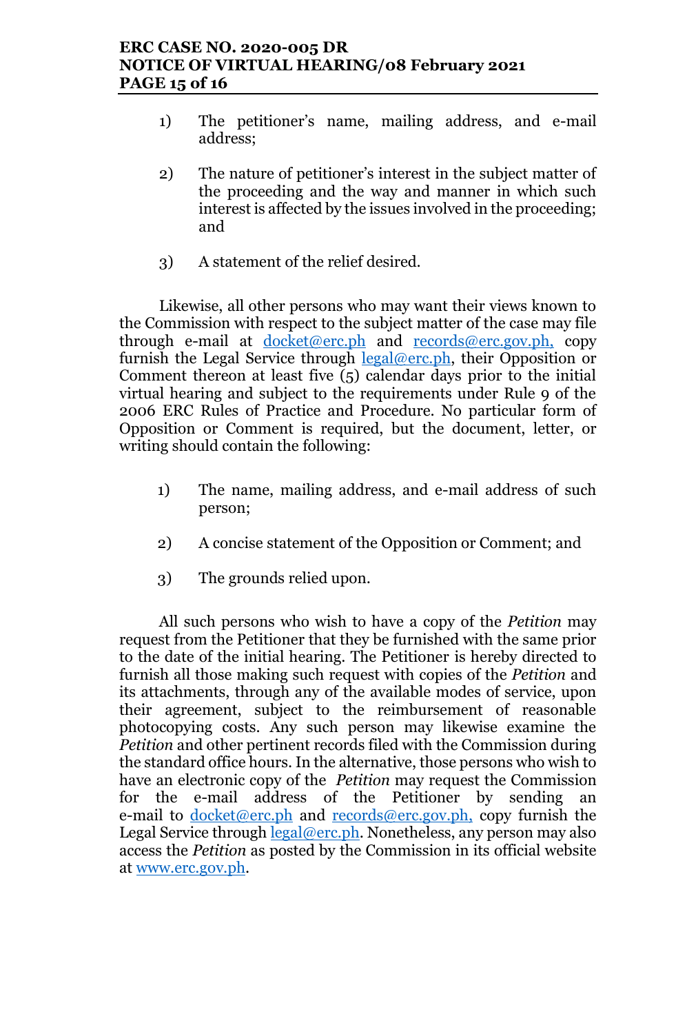1) The petitioner's name, mailing address, and e-mail address;

2) The nature of petitioner's interest in the subject matter of the proceeding and the way and manner in which such interest is affected by the issues involved in the proceeding; and

3) A statement of the relief desired.

Likewise, all other persons who may want their views known to the Commission with respect to the subject matter of the case may file through e-mail at docket@erc.ph and records@erc.gov.ph, copy furnish the Legal Service through legal@erc.ph, their Opposition or Comment thereon at least five (5) calendar days prior to the initial virtual hearing and subject to the requirements under Rule 9 of the 2006 ERC Rules of Practice and Procedure. No particular form of Opposition or Comment is required, but the document, letter, or writing should contain the following:

1) The name, mailing address, and e-mail address of such person;

2) A concise statement of the Opposition or Comment; and

3) The grounds relied upon.

All such persons who wish to have a copy of the *Petition* may request from the Petitioner that they be furnished with the same prior to the date of the initial hearing. The Petitioner is hereby directed to furnish all those making such request with copies of the *Petition* and its attachments, through any of the available modes of service, upon their agreement, subject to the reimbursement of reasonable photocopying costs. Any such person may likewise examine the *Petition* and other pertinent records filed with the Commission during the standard office hours. In the alternative, those persons who wish to have an electronic copy of the *Petition* may request the Commission for the e-mail address of the Petitioner by sending an e-mail to docket@erc.ph and records@erc.gov.ph, copy furnish the Legal Service through legal@erc.ph. Nonetheless, any person may also access the *Petition* as posted by the Commission in its official website at www.erc.gov.ph.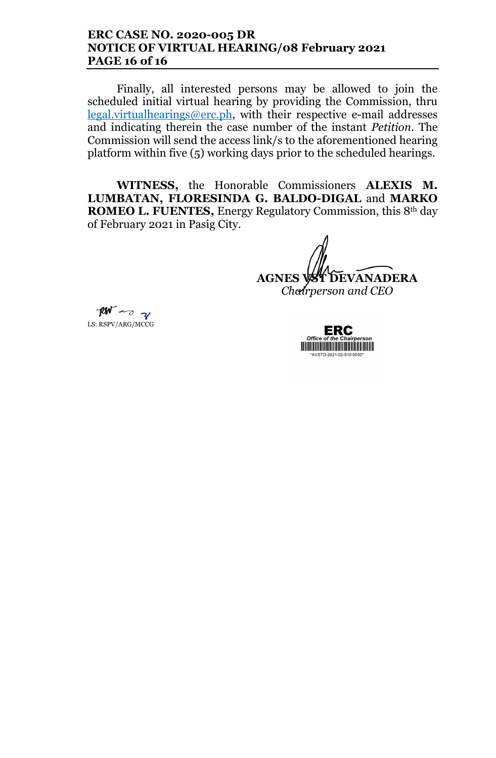Finally, all interested persons may be allowed to join the scheduled initial virtual hearing by providing the Commission, thru legal.virtualhearings@erc.ph, with their respective e-mail addresses and indicating therein the case number of the instant *Petition*. The Commission will send the access link/s to the aforementioned hearing platform within five (5) working days prior to the scheduled hearings.

**WITNESS,** the Honorable Commissioners **ALEXIS M. LUMBATAN, FLORESINDA G. BALDO-DIGAL** and **MARKO ROMEO L. FUENTES,** Energy Regulatory Commission, this 8th day of February 2021 in Pasig City.

**AGNES VST DEVANADERA**
*Chairperson and CEO*

LS: RSPV/ARG/MCCG

ERC
*Office of the Chairperson*
*AVSTD-2021-02-510-0050*